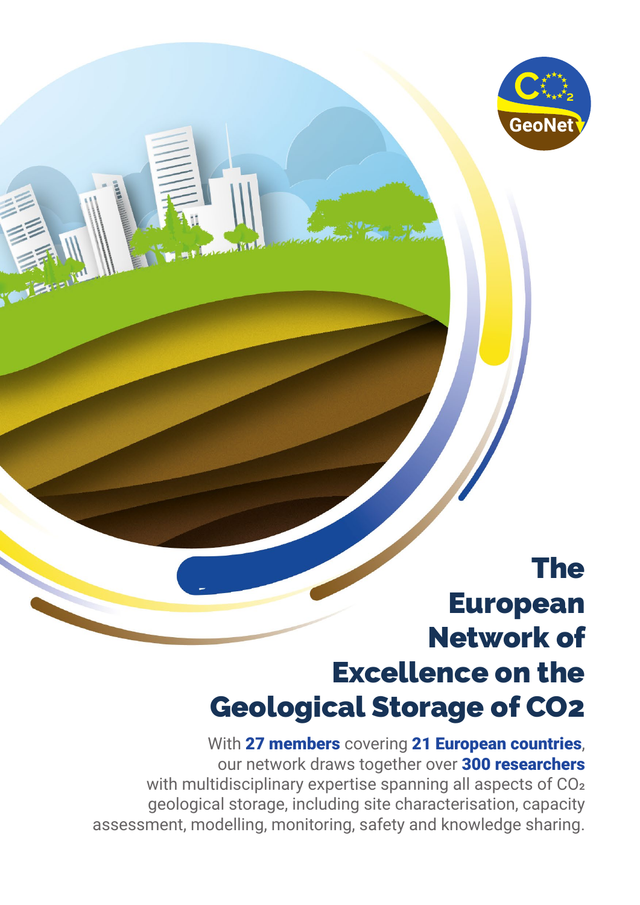# The European Network of Excellence on the Geological Storage of $CO_2$

With **27 members** covering **21 European countries**, our network draws together over **300 researchers** with multidisciplinary expertise spanning all aspects of $CO_2$ geological storage, including site characterisation, capacity assessment, modelling, monitoring, safety and knowledge sharing.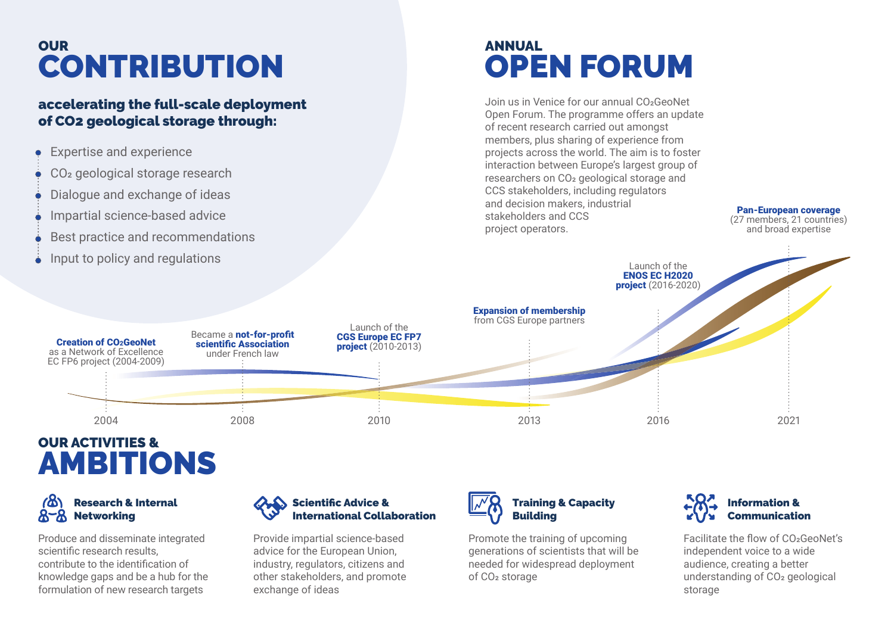## OUR CONTRIBUTION

### accelerating the full-scale deployment of CO2 geological storage through:

- Expertise and experience
- $CO_2$ geological storage research
- Dialogue and exchange of ideas
- Impartial science-based advice
- Best practice and recommendations
- Input to policy and regulations

## ANNUAL OPEN FORUM

Join us in Venice for our annual $CO_2$GeoNet Open Forum. The programme offers an update of recent research carried out amongst members, plus sharing of experience from projects across the world. The aim is to foster interaction between Europe's largest group of researchers on $CO_2$ geological storage and CCS stakeholders, including regulators and decision makers, industrial stakeholders and CCS project operators.

- 2004 – **Creation of $CO_2$GeoNet** as a Network of Excellence EC FP6 project (2004-2009)
- 2008 – Became a **not-for-profit scientific Association** under French law
- 2010 – Launch of the **CGS Europe EC FP7 project** (2010-2013)
- 2013 – **Expansion of membership** from CGS Europe partners
- 2016 – Launch of the **ENOS EC H2020 project** (2016-2020)
- 2021 – **Pan-European coverage** (27 members, 21 countries) and broad expertise

## OUR ACTIVITIES & AMBITIONS

### Research & Internal Networking

Produce and disseminate integrated scientific research results, contribute to the identification of knowledge gaps and be a hub for the formulation of new research targets

### Scientific Advice & International Collaboration

Provide impartial science-based advice for the European Union, industry, regulators, citizens and other stakeholders, and promote exchange of ideas

### Training & Capacity Building

Promote the training of upcoming generations of scientists that will be needed for widespread deployment of $CO_2$ storage

### Information & Communication

Facilitate the flow of $CO_2$GeoNet's independent voice to a wide audience, creating a better understanding of $CO_2$ geological storage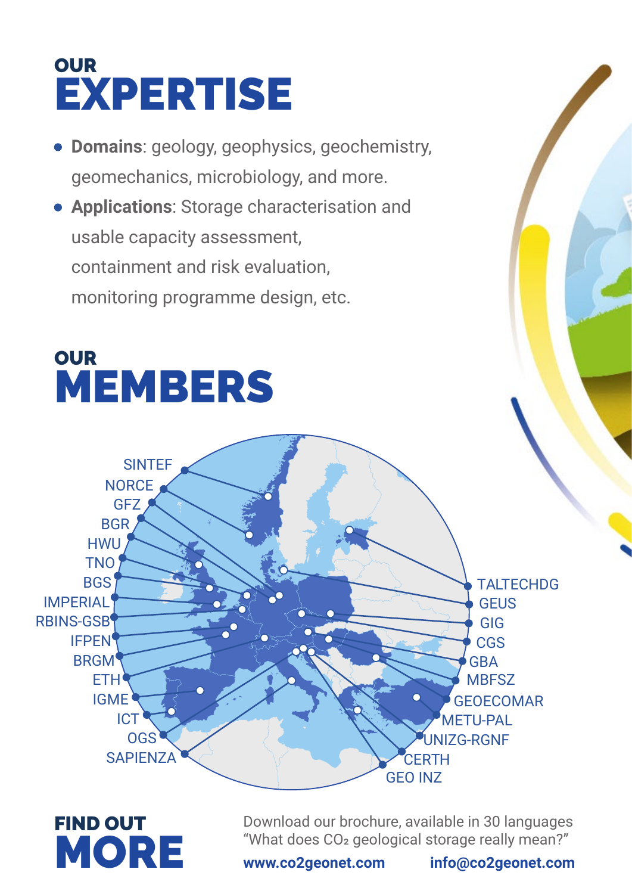# OUR EXPERTISE

- **Domains**: geology, geophysics, geochemistry, geomechanics, microbiology, and more.
- **Applications**: Storage characterisation and usable capacity assessment, containment and risk evaluation, monitoring programme design, etc.

# OUR MEMBERS

SINTEF
NORCE
GFZ
BGR
HWU
TNO
BGS
IMPERIAL
RBINS-GSB
IFPEN
BRGM
ETH
IGME
ICT
OGS
SAPIENZA
TALTECHDG
GEUS
GIG
CGS
GBA
MBFSZ
GEOECOMAR
METU-PAL
UNIZG-RGNF
CERTH
GEO INZ

# FIND OUT MORE

Download our brochure, available in 30 languages
“What does $CO_2$ geological storage really mean?”

**www.co2geonet.com** **info@co2geonet.com**